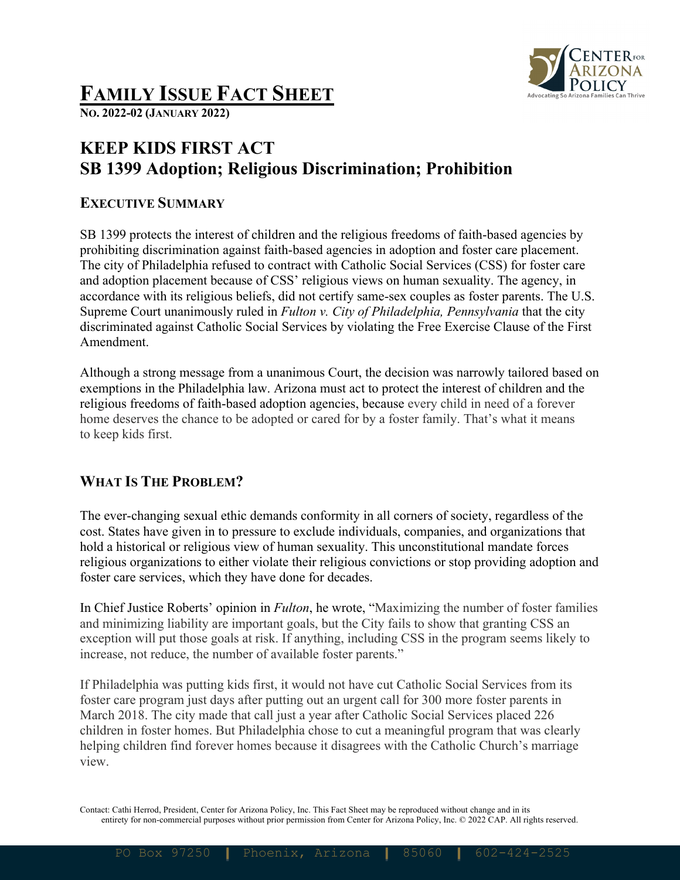# Family Issue Fact Sheet

**No. 2022-02 (January 2022)**

## KEEP KIDS FIRST ACT
## SB 1399 Adoption; Religious Discrimination; Prohibition

### Executive Summary

SB 1399 protects the interest of children and the religious freedoms of faith-based agencies by prohibiting discrimination against faith-based agencies in adoption and foster care placement. The city of Philadelphia refused to contract with Catholic Social Services (CSS) for foster care and adoption placement because of CSS' religious views on human sexuality. The agency, in accordance with its religious beliefs, did not certify same-sex couples as foster parents. The U.S. Supreme Court unanimously ruled in *Fulton v. City of Philadelphia, Pennsylvania* that the city discriminated against Catholic Social Services by violating the Free Exercise Clause of the First Amendment.

Although a strong message from a unanimous Court, the decision was narrowly tailored based on exemptions in the Philadelphia law. Arizona must act to protect the interest of children and the religious freedoms of faith-based adoption agencies, because every child in need of a forever home deserves the chance to be adopted or cared for by a foster family. That's what it means to keep kids first.

### What Is The Problem?

The ever-changing sexual ethic demands conformity in all corners of society, regardless of the cost. States have given in to pressure to exclude individuals, companies, and organizations that hold a historical or religious view of human sexuality. This unconstitutional mandate forces religious organizations to either violate their religious convictions or stop providing adoption and foster care services, which they have done for decades.

In Chief Justice Roberts' opinion in *Fulton*, he wrote, "Maximizing the number of foster families and minimizing liability are important goals, but the City fails to show that granting CSS an exception will put those goals at risk. If anything, including CSS in the program seems likely to increase, not reduce, the number of available foster parents."

If Philadelphia was putting kids first, it would not have cut Catholic Social Services from its foster care program just days after putting out an urgent call for 300 more foster parents in March 2018. The city made that call just a year after Catholic Social Services placed 226 children in foster homes. But Philadelphia chose to cut a meaningful program that was clearly helping children find forever homes because it disagrees with the Catholic Church's marriage view.

Contact: Cathi Herrod, President, Center for Arizona Policy, Inc. This Fact Sheet may be reproduced without change and in its entirety for non-commercial purposes without prior permission from Center for Arizona Policy, Inc. © 2022 CAP. All rights reserved.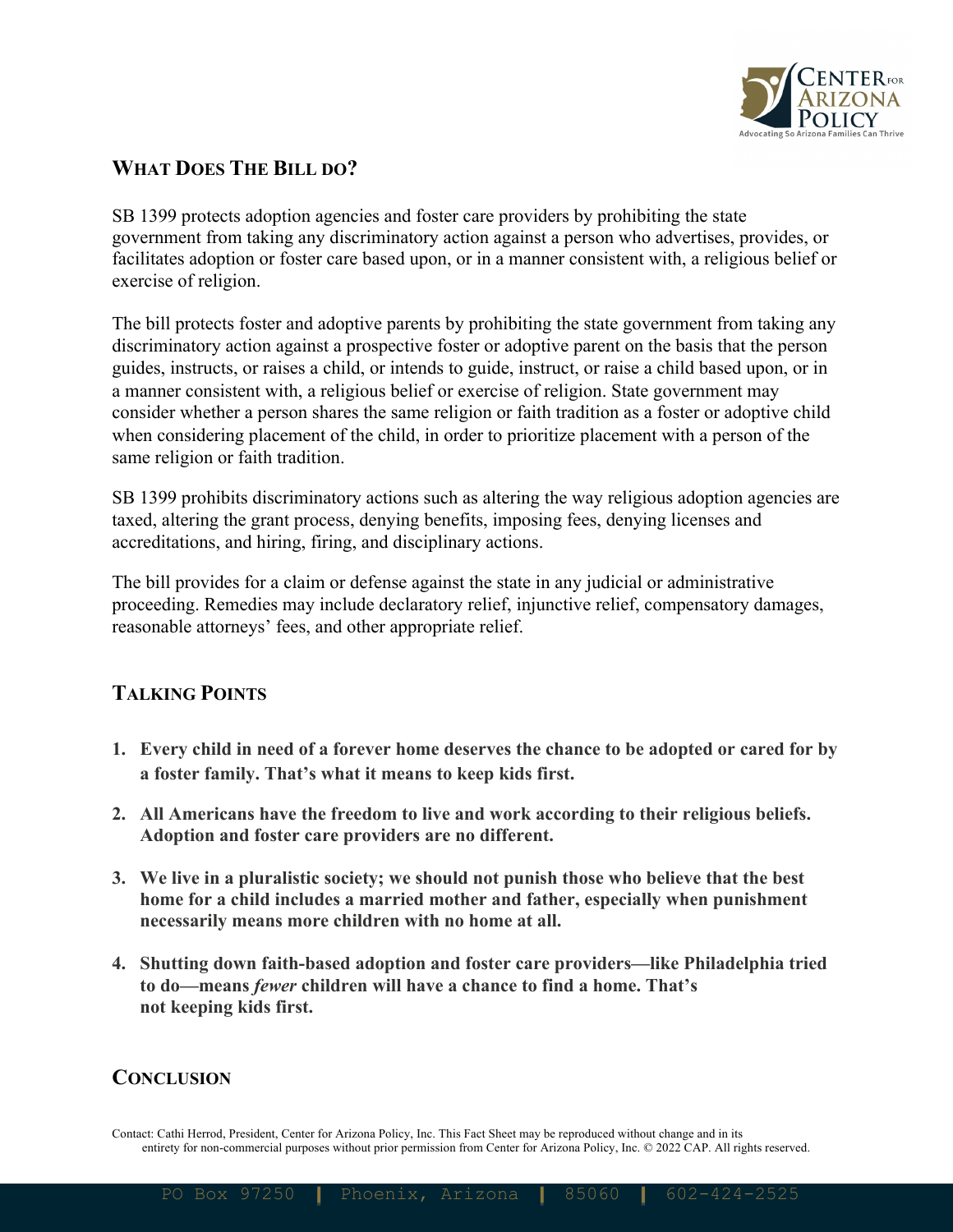## What Does The Bill do?

SB 1399 protects adoption agencies and foster care providers by prohibiting the state government from taking any discriminatory action against a person who advertises, provides, or facilitates adoption or foster care based upon, or in a manner consistent with, a religious belief or exercise of religion.

The bill protects foster and adoptive parents by prohibiting the state government from taking any discriminatory action against a prospective foster or adoptive parent on the basis that the person guides, instructs, or raises a child, or intends to guide, instruct, or raise a child based upon, or in a manner consistent with, a religious belief or exercise of religion. State government may consider whether a person shares the same religion or faith tradition as a foster or adoptive child when considering placement of the child, in order to prioritize placement with a person of the same religion or faith tradition.

SB 1399 prohibits discriminatory actions such as altering the way religious adoption agencies are taxed, altering the grant process, denying benefits, imposing fees, denying licenses and accreditations, and hiring, firing, and disciplinary actions.

The bill provides for a claim or defense against the state in any judicial or administrative proceeding. Remedies may include declaratory relief, injunctive relief, compensatory damages, reasonable attorneys' fees, and other appropriate relief.

## Talking Points

1. **Every child in need of a forever home deserves the chance to be adopted or cared for by a foster family. That's what it means to keep kids first.**
2. **All Americans have the freedom to live and work according to their religious beliefs. Adoption and foster care providers are no different.**
3. **We live in a pluralistic society; we should not punish those who believe that the best home for a child includes a married mother and father, especially when punishment necessarily means more children with no home at all.**
4. **Shutting down faith-based adoption and foster care providers—like Philadelphia tried to do—means *fewer* children will have a chance to find a home. That's not keeping kids first.**

## Conclusion

Contact: Cathi Herrod, President, Center for Arizona Policy, Inc. This Fact Sheet may be reproduced without change and in its entirety for non-commercial purposes without prior permission from Center for Arizona Policy, Inc. © 2022 CAP. All rights reserved.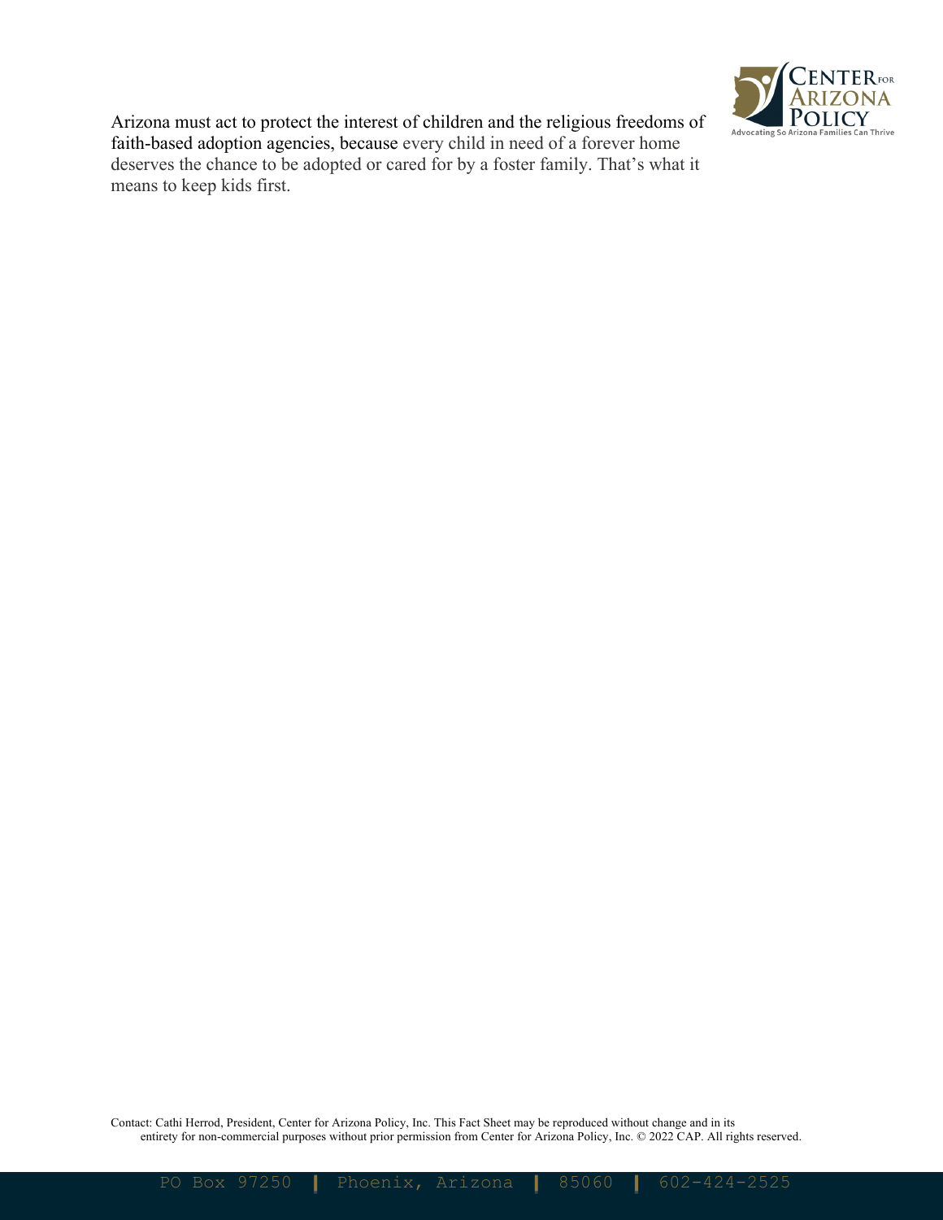Arizona must act to protect the interest of children and the religious freedoms of faith-based adoption agencies, because every child in need of a forever home deserves the chance to be adopted or cared for by a foster family. That's what it means to keep kids first.

Contact: Cathi Herrod, President, Center for Arizona Policy, Inc. This Fact Sheet may be reproduced without change and in its entirety for non-commercial purposes without prior permission from Center for Arizona Policy, Inc. © 2022 CAP. All rights reserved.

PO Box 97250 | Phoenix, Arizona | 85060 | 602-424-2525